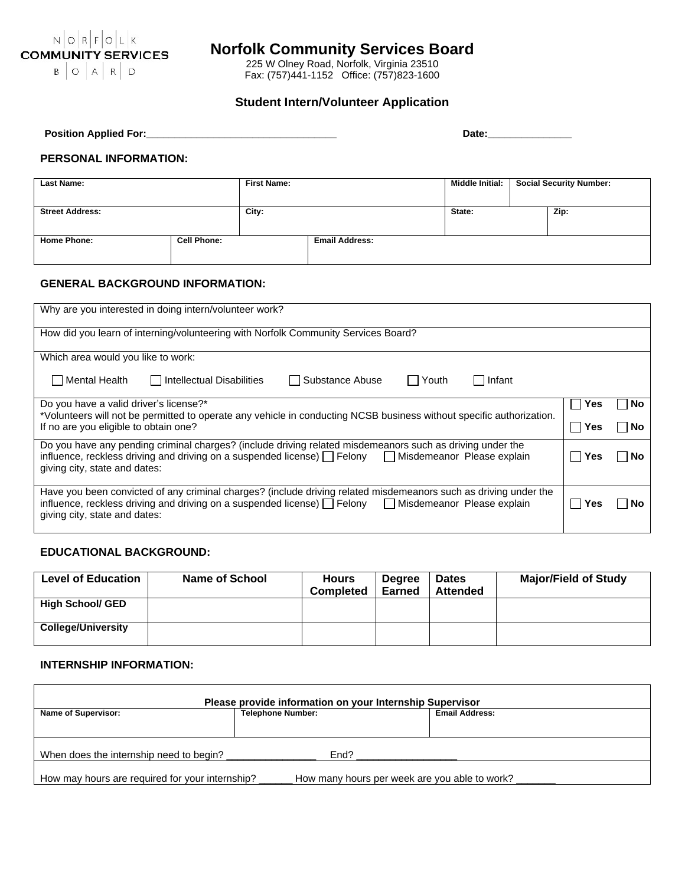NORFOLK COMMUNITY SERVICES BOARD

# Norfolk Community Services Board

225 W Olney Road, Norfolk, Virginia 23510
Fax: (757)441-1152 Office: (757)823-1600

## Student Intern/Volunteer Application

**Position Applied For:**_________________________________ **Date:**_______________

### PERSONAL INFORMATION:

| Last Name: | | First Name: | | Middle Initial: | Social Security Number: | |
|---|---|---|---|---|---|---|
| **Street Address:** | | **City:** | | **State:** | | **Zip:** |
| **Home Phone:** | **Cell Phone:** | | **Email Address:** | | | |

### GENERAL BACKGROUND INFORMATION:

| | |
|---|---|
| Why are you interested in doing intern/volunteer work? | |
| How did you learn of interning/volunteering with Norfolk Community Services Board? | |
| Which area would you like to work:<br>☐ Mental Health ☐ Intellectual Disabilities ☐ Substance Abuse ☐ Youth ☐ Infant | |
| Do you have a valid driver's license?*<br>*Volunteers will not be permitted to operate any vehicle in conducting NCSB business without specific authorization.<br>If no are you eligible to obtain one? | ☐ **Yes** ☐ **No**<br>☐ **Yes** ☐ **No** |
| Do you have any pending criminal charges? (include driving related misdemeanors such as driving under the influence, reckless driving and driving on a suspended license) ☐ Felony ☐ Misdemeanor Please explain giving city, state and dates: | ☐ **Yes** ☐ **No** |
| Have you been convicted of any criminal charges? (include driving related misdemeanors such as driving under the influence, reckless driving and driving on a suspended license) ☐ Felony ☐ Misdemeanor Please explain giving city, state and dates: | ☐ **Yes** ☐ **No** |

### EDUCATIONAL BACKGROUND:

| Level of Education | Name of School | Hours Completed | Degree Earned | Dates Attended | Major/Field of Study |
|---|---|---|---|---|---|
| **High School/ GED** | | | | | |
| **College/University** | | | | | |

### INTERNSHIP INFORMATION:

| Please provide information on your Internship Supervisor | | |
|---|---|---|
| **Name of Supervisor:** | **Telephone Number:** | **Email Address:** |
| When does the internship need to begin? ________________ End? __________________ | | |
| How may hours are required for your internship? ______ How many hours per week are you able to work? _______ | | |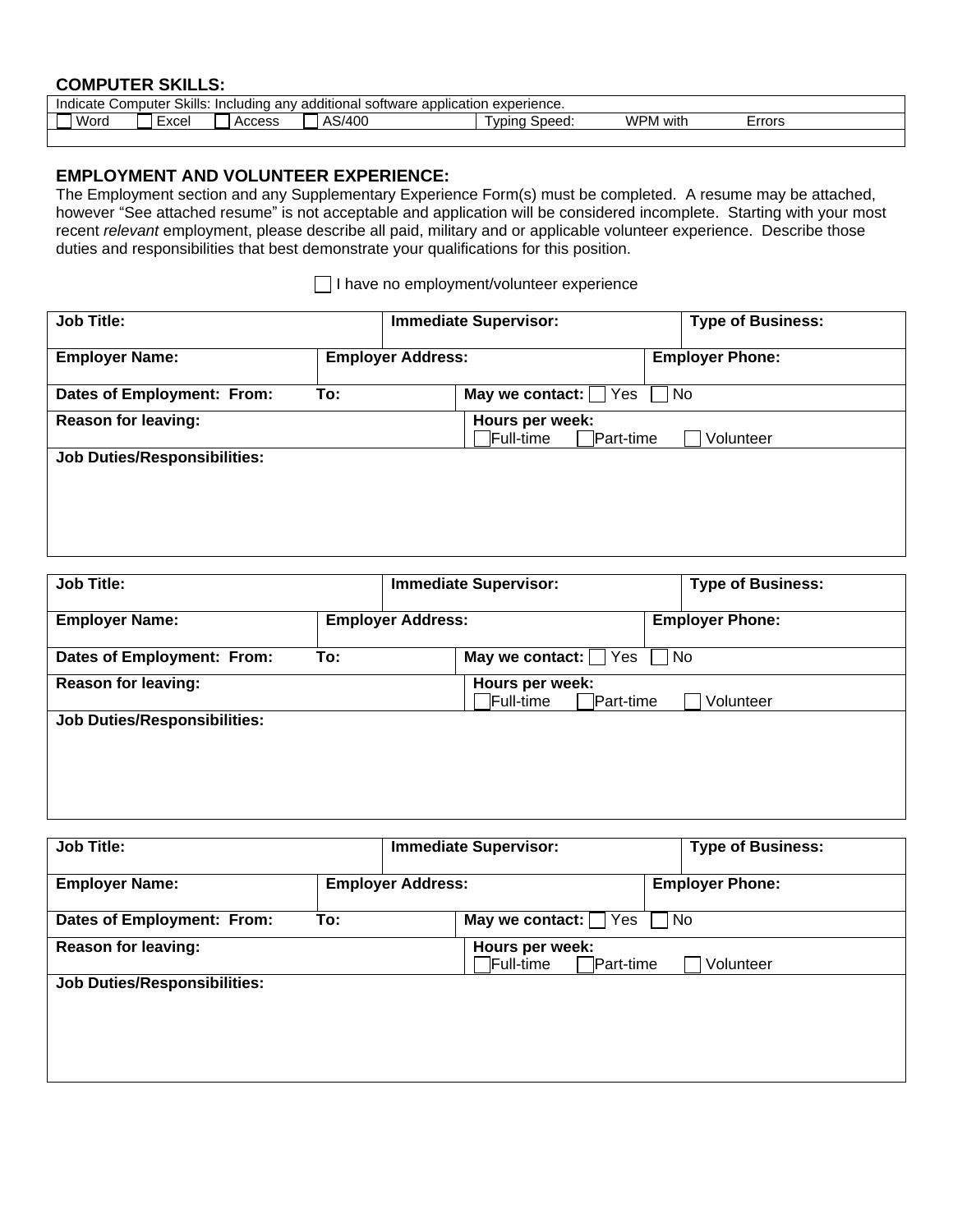## COMPUTER SKILLS:

| Indicate Computer Skills: Including any additional software application experience. | | | | | | |
|---|---|---|---|---|---|---|
| ☐ Word | ☐ Excel | ☐ Access | ☐ AS/400 | Typing Speed: | WPM with | Errors |
| | | | | | | |

## EMPLOYMENT AND VOLUNTEER EXPERIENCE:

The Employment section and any Supplementary Experience Form(s) must be completed. A resume may be attached, however "See attached resume" is not acceptable and application will be considered incomplete. Starting with your most recent *relevant* employment, please describe all paid, military and or applicable volunteer experience. Describe those duties and responsibilities that best demonstrate your qualifications for this position.

☐ I have no employment/volunteer experience

| **Job Title:** | **Immediate Supervisor:** | **Type of Business:** |
|---|---|---|
| **Employer Name:** | **Employer Address:** | **Employer Phone:** |
| **Dates of Employment: From: To:** | **May we contact:** ☐ Yes ☐ No | |
| **Reason for leaving:** | **Hours per week:** ☐Full-time ☐Part-time ☐ Volunteer | |
| **Job Duties/Responsibilities:** | | |

| **Job Title:** | **Immediate Supervisor:** | **Type of Business:** |
|---|---|---|
| **Employer Name:** | **Employer Address:** | **Employer Phone:** |
| **Dates of Employment: From: To:** | **May we contact:** ☐ Yes ☐ No | |
| **Reason for leaving:** | **Hours per week:** ☐Full-time ☐Part-time ☐ Volunteer | |
| **Job Duties/Responsibilities:** | | |

| **Job Title:** | **Immediate Supervisor:** | **Type of Business:** |
|---|---|---|
| **Employer Name:** | **Employer Address:** | **Employer Phone:** |
| **Dates of Employment: From: To:** | **May we contact:** ☐ Yes ☐ No | |
| **Reason for leaving:** | **Hours per week:** ☐Full-time ☐Part-time ☐ Volunteer | |
| **Job Duties/Responsibilities:** | | |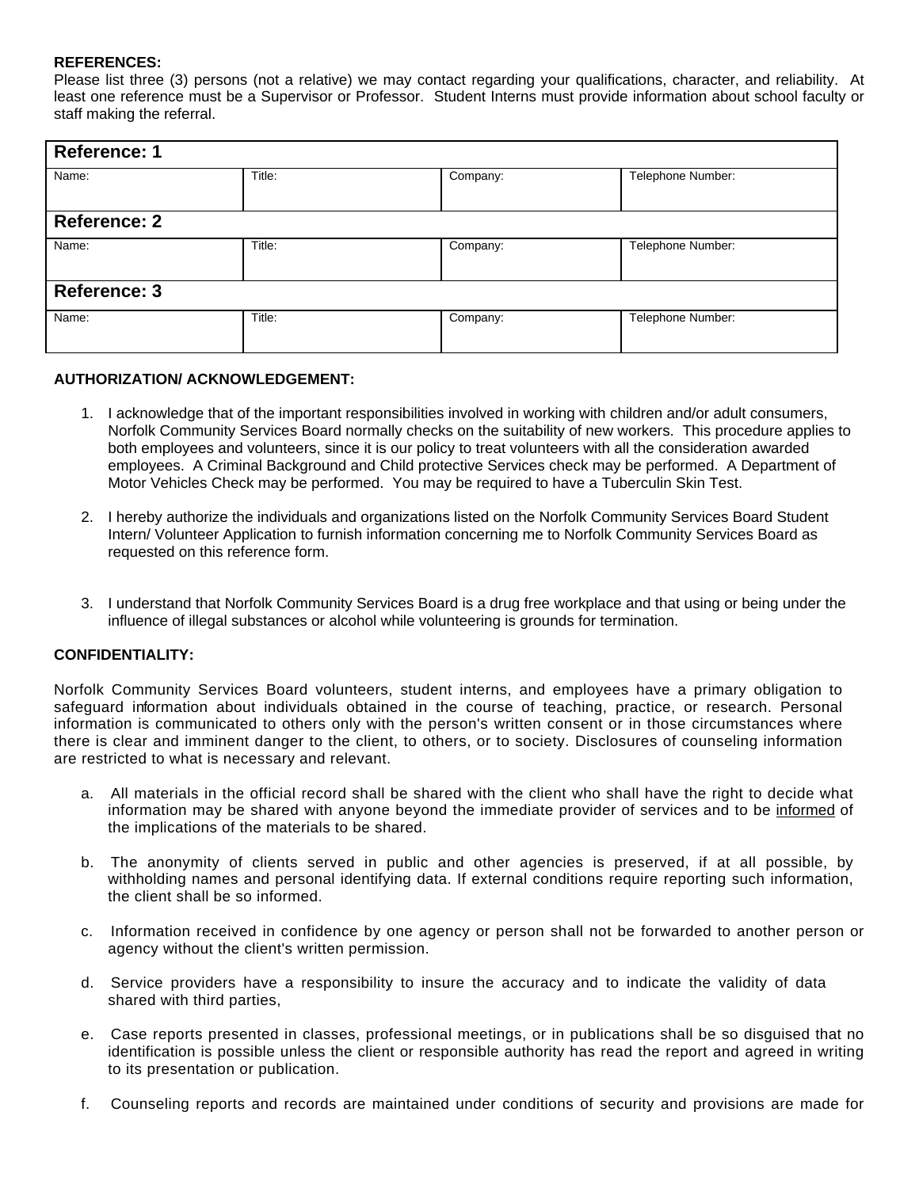**REFERENCES:**

Please list three (3) persons (not a relative) we may contact regarding your qualifications, character, and reliability. At least one reference must be a Supervisor or Professor. Student Interns must provide information about school faculty or staff making the referral.

| **Reference: 1** | | | |
|---|---|---|---|
| Name: | Title: | Company: | Telephone Number: |
| **Reference: 2** | | | |
| Name: | Title: | Company: | Telephone Number: |
| **Reference: 3** | | | |
| Name: | Title: | Company: | Telephone Number: |

**AUTHORIZATION/ ACKNOWLEDGEMENT:**

1. I acknowledge that of the important responsibilities involved in working with children and/or adult consumers, Norfolk Community Services Board normally checks on the suitability of new workers. This procedure applies to both employees and volunteers, since it is our policy to treat volunteers with all the consideration awarded employees. A Criminal Background and Child protective Services check may be performed. A Department of Motor Vehicles Check may be performed. You may be required to have a Tuberculin Skin Test.

2. I hereby authorize the individuals and organizations listed on the Norfolk Community Services Board Student Intern/ Volunteer Application to furnish information concerning me to Norfolk Community Services Board as requested on this reference form.

3. I understand that Norfolk Community Services Board is a drug free workplace and that using or being under the influence of illegal substances or alcohol while volunteering is grounds for termination.

**CONFIDENTIALITY:**

Norfolk Community Services Board volunteers, student interns, and employees have a primary obligation to safeguard information about individuals obtained in the course of teaching, practice, or research. Personal information is communicated to others only with the person's written consent or in those circumstances where there is clear and imminent danger to the client, to others, or to society. Disclosures of counseling information are restricted to what is necessary and relevant.

a. All materials in the official record shall be shared with the client who shall have the right to decide what information may be shared with anyone beyond the immediate provider of services and to be informed of the implications of the materials to be shared.

b. The anonymity of clients served in public and other agencies is preserved, if at all possible, by withholding names and personal identifying data. If external conditions require reporting such information, the client shall be so informed.

c. Information received in confidence by one agency or person shall not be forwarded to another person or agency without the client's written permission.

d. Service providers have a responsibility to insure the accuracy and to indicate the validity of data shared with third parties,

e. Case reports presented in classes, professional meetings, or in publications shall be so disguised that no identification is possible unless the client or responsible authority has read the report and agreed in writing to its presentation or publication.

f. Counseling reports and records are maintained under conditions of security and provisions are made for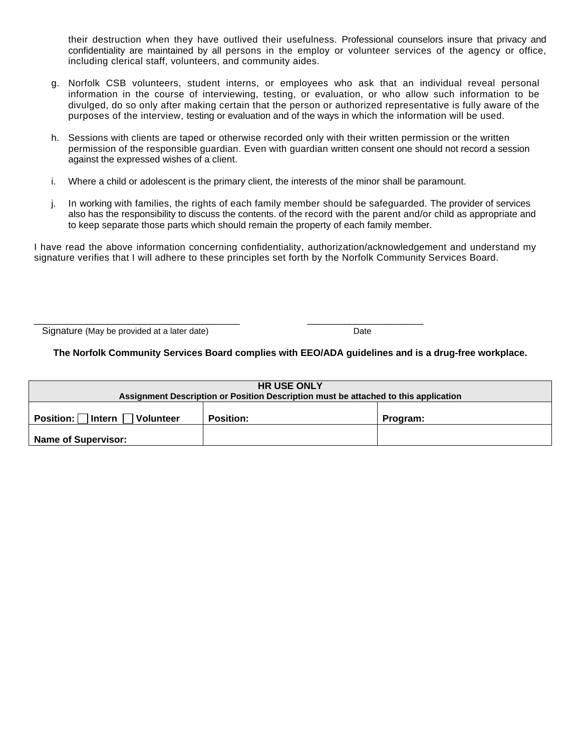their destruction when they have outlived their usefulness. Professional counselors insure that privacy and confidentiality are maintained by all persons in the employ or volunteer services of the agency or office, including clerical staff, volunteers, and community aides.

g. Norfolk CSB volunteers, student interns, or employees who ask that an individual reveal personal information in the course of interviewing, testing, or evaluation, or who allow such information to be divulged, do so only after making certain that the person or authorized representative is fully aware of the purposes of the interview, testing or evaluation and of the ways in which the information will be used.

h. Sessions with clients are taped or otherwise recorded only with their written permission or the written permission of the responsible guardian. Even with guardian written consent one should not record a session against the expressed wishes of a client.

i. Where a child or adolescent is the primary client, the interests of the minor shall be paramount.

j. In working with families, the rights of each family member should be safeguarded. The provider of services also has the responsibility to discuss the contents. of the record with the parent and/or child as appropriate and to keep separate those parts which should remain the property of each family member.

I have read the above information concerning confidentiality, authorization/acknowledgement and understand my signature verifies that I will adhere to these principles set forth by the Norfolk Community Services Board.

\_\_\_\_\_\_\_\_\_\_\_\_\_\_\_\_\_\_\_\_\_\_\_\_\_\_\_\_\_\_\_\_\_\_\_\_\_\_ \_\_\_\_\_\_\_\_\_\_\_\_\_\_\_\_\_\_\_\_\_\_

Signature (May be provided at a later date) Date

**The Norfolk Community Services Board complies with EEO/ADA guidelines and is a drug-free workplace.**

| **HR USE ONLY**<br>**Assignment Description or Position Description must be attached to this application** | | |
|---|---|---|
| **Position:** ☐ **Intern** ☐ **Volunteer** | **Position:** | **Program:** |
| **Name of Supervisor:** | | |